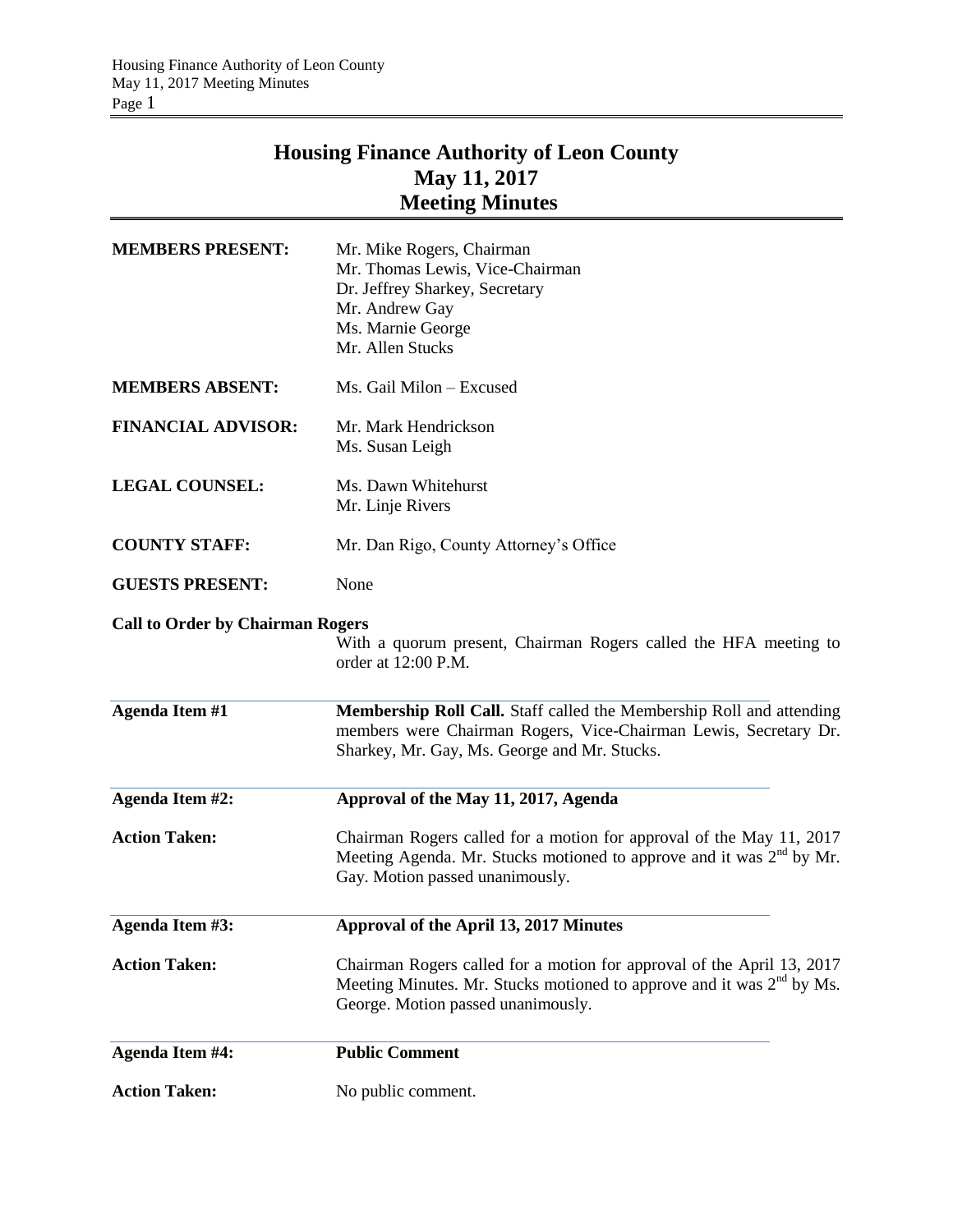# Housing Finance Authority of Leon County
## May 11, 2017
## Meeting Minutes

**MEMBERS PRESENT:** Mr. Mike Rogers, Chairman
Mr. Thomas Lewis, Vice-Chairman
Dr. Jeffrey Sharkey, Secretary
Mr. Andrew Gay
Ms. Marnie George
Mr. Allen Stucks

**MEMBERS ABSENT:** Ms. Gail Milon – Excused

**FINANCIAL ADVISOR:** Mr. Mark Hendrickson
Ms. Susan Leigh

**LEGAL COUNSEL:** Ms. Dawn Whitehurst
Mr. Linje Rivers

**COUNTY STAFF:** Mr. Dan Rigo, County Attorney's Office

**GUESTS PRESENT:** None

**Call to Order by Chairman Rogers**

With a quorum present, Chairman Rogers called the HFA meeting to order at 12:00 P.M.

**Agenda Item #1** **Membership Roll Call.** Staff called the Membership Roll and attending members were Chairman Rogers, Vice-Chairman Lewis, Secretary Dr. Sharkey, Mr. Gay, Ms. George and Mr. Stucks.

**Agenda Item #2:** **Approval of the May 11, 2017, Agenda**

**Action Taken:** Chairman Rogers called for a motion for approval of the May 11, 2017 Meeting Agenda. Mr. Stucks motioned to approve and it was 2nd by Mr. Gay. Motion passed unanimously.

**Agenda Item #3:** **Approval of the April 13, 2017 Minutes**

**Action Taken:** Chairman Rogers called for a motion for approval of the April 13, 2017 Meeting Minutes. Mr. Stucks motioned to approve and it was 2nd by Ms. George. Motion passed unanimously.

**Agenda Item #4:** **Public Comment**

**Action Taken:** No public comment.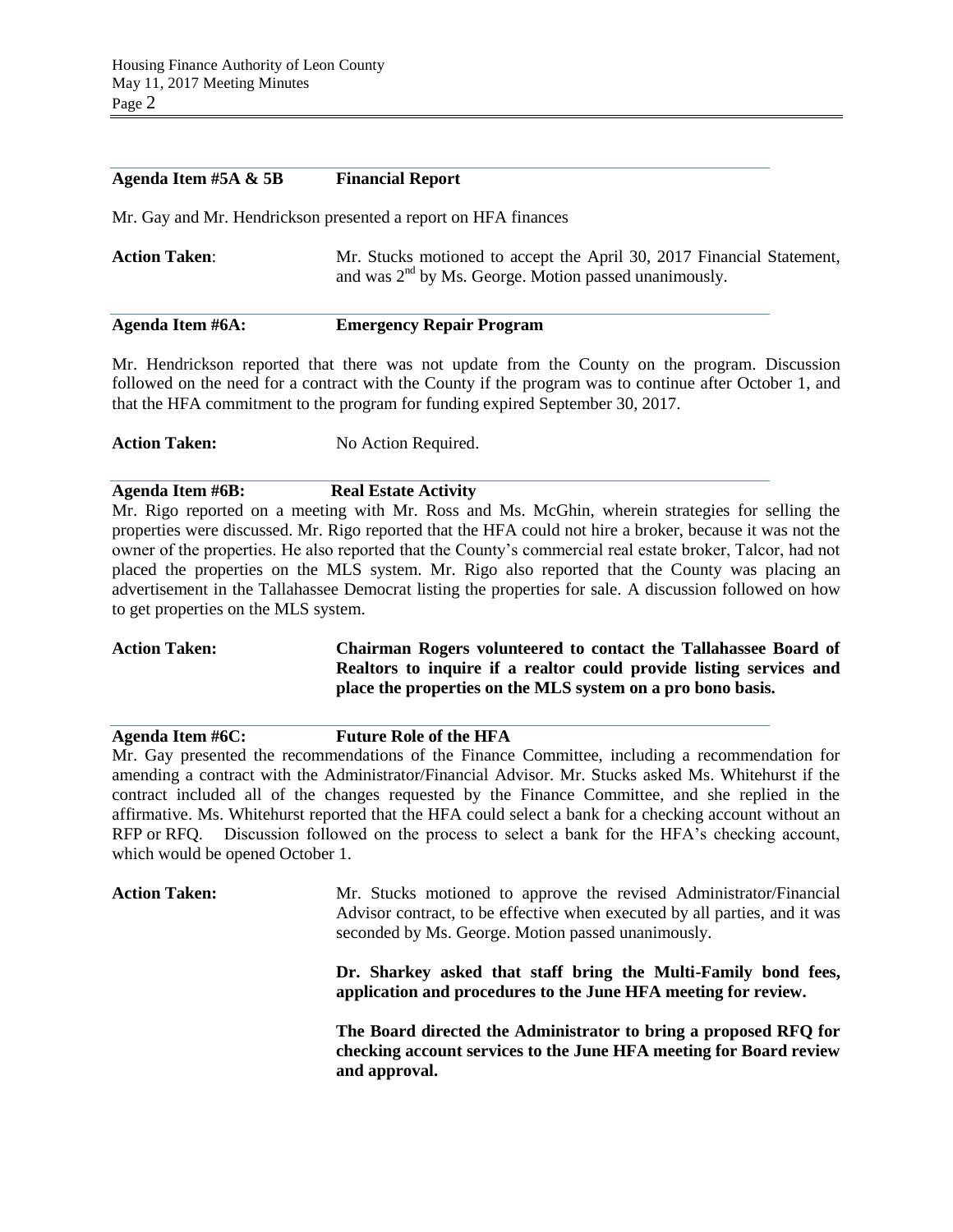**Agenda Item #5A & 5B    Financial Report**

Mr. Gay and Mr. Hendrickson presented a report on HFA finances

**Action Taken**: Mr. Stucks motioned to accept the April 30, 2017 Financial Statement, and was 2nd by Ms. George. Motion passed unanimously.

**Agenda Item #6A:    Emergency Repair Program**

Mr. Hendrickson reported that there was not update from the County on the program. Discussion followed on the need for a contract with the County if the program was to continue after October 1, and that the HFA commitment to the program for funding expired September 30, 2017.

**Action Taken:** No Action Required.

**Agenda Item #6B:    Real Estate Activity**

Mr. Rigo reported on a meeting with Mr. Ross and Ms. McGhin, wherein strategies for selling the properties were discussed. Mr. Rigo reported that the HFA could not hire a broker, because it was not the owner of the properties. He also reported that the County's commercial real estate broker, Talcor, had not placed the properties on the MLS system. Mr. Rigo also reported that the County was placing an advertisement in the Tallahassee Democrat listing the properties for sale. A discussion followed on how to get properties on the MLS system.

**Action Taken:** **Chairman Rogers volunteered to contact the Tallahassee Board of Realtors to inquire if a realtor could provide listing services and place the properties on the MLS system on a pro bono basis.**

**Agenda Item #6C:    Future Role of the HFA**

Mr. Gay presented the recommendations of the Finance Committee, including a recommendation for amending a contract with the Administrator/Financial Advisor. Mr. Stucks asked Ms. Whitehurst if the contract included all of the changes requested by the Finance Committee, and she replied in the affirmative. Ms. Whitehurst reported that the HFA could select a bank for a checking account without an RFP or RFQ. Discussion followed on the process to select a bank for the HFA's checking account, which would be opened October 1.

**Action Taken:** Mr. Stucks motioned to approve the revised Administrator/Financial Advisor contract, to be effective when executed by all parties, and it was seconded by Ms. George. Motion passed unanimously.

**Dr. Sharkey asked that staff bring the Multi-Family bond fees, application and procedures to the June HFA meeting for review.**

**The Board directed the Administrator to bring a proposed RFQ for checking account services to the June HFA meeting for Board review and approval.**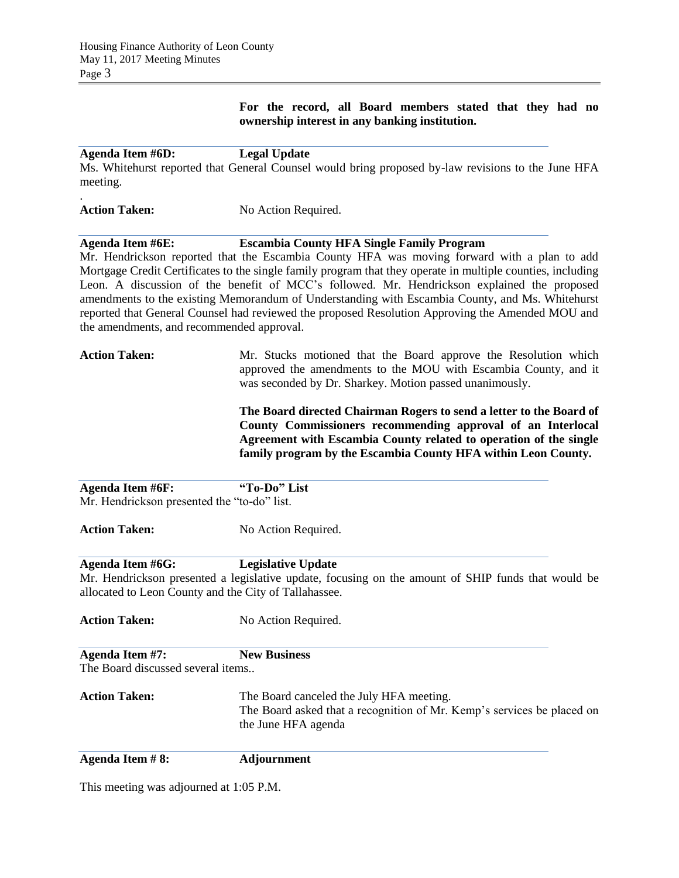**For the record, all Board members stated that they had no ownership interest in any banking institution.**

**Agenda Item #6D: Legal Update**

Ms. Whitehurst reported that General Counsel would bring proposed by-law revisions to the June HFA meeting.

.

**Action Taken:** No Action Required.

**Agenda Item #6E: Escambia County HFA Single Family Program**

Mr. Hendrickson reported that the Escambia County HFA was moving forward with a plan to add Mortgage Credit Certificates to the single family program that they operate in multiple counties, including Leon. A discussion of the benefit of MCC's followed. Mr. Hendrickson explained the proposed amendments to the existing Memorandum of Understanding with Escambia County, and Ms. Whitehurst reported that General Counsel had reviewed the proposed Resolution Approving the Amended MOU and the amendments, and recommended approval.

**Action Taken:** Mr. Stucks motioned that the Board approve the Resolution which approved the amendments to the MOU with Escambia County, and it was seconded by Dr. Sharkey. Motion passed unanimously.

**The Board directed Chairman Rogers to send a letter to the Board of County Commissioners recommending approval of an Interlocal Agreement with Escambia County related to operation of the single family program by the Escambia County HFA within Leon County.**

**Agenda Item #6F: "To-Do" List**

Mr. Hendrickson presented the "to-do" list.

**Action Taken:** No Action Required.

**Agenda Item #6G: Legislative Update**

Mr. Hendrickson presented a legislative update, focusing on the amount of SHIP funds that would be allocated to Leon County and the City of Tallahassee.

**Action Taken:** No Action Required.

**Agenda Item #7: New Business**

The Board discussed several items..

**Action Taken:** The Board canceled the July HFA meeting.
The Board asked that a recognition of Mr. Kemp's services be placed on the June HFA agenda

**Agenda Item # 8: Adjournment**

This meeting was adjourned at 1:05 P.M.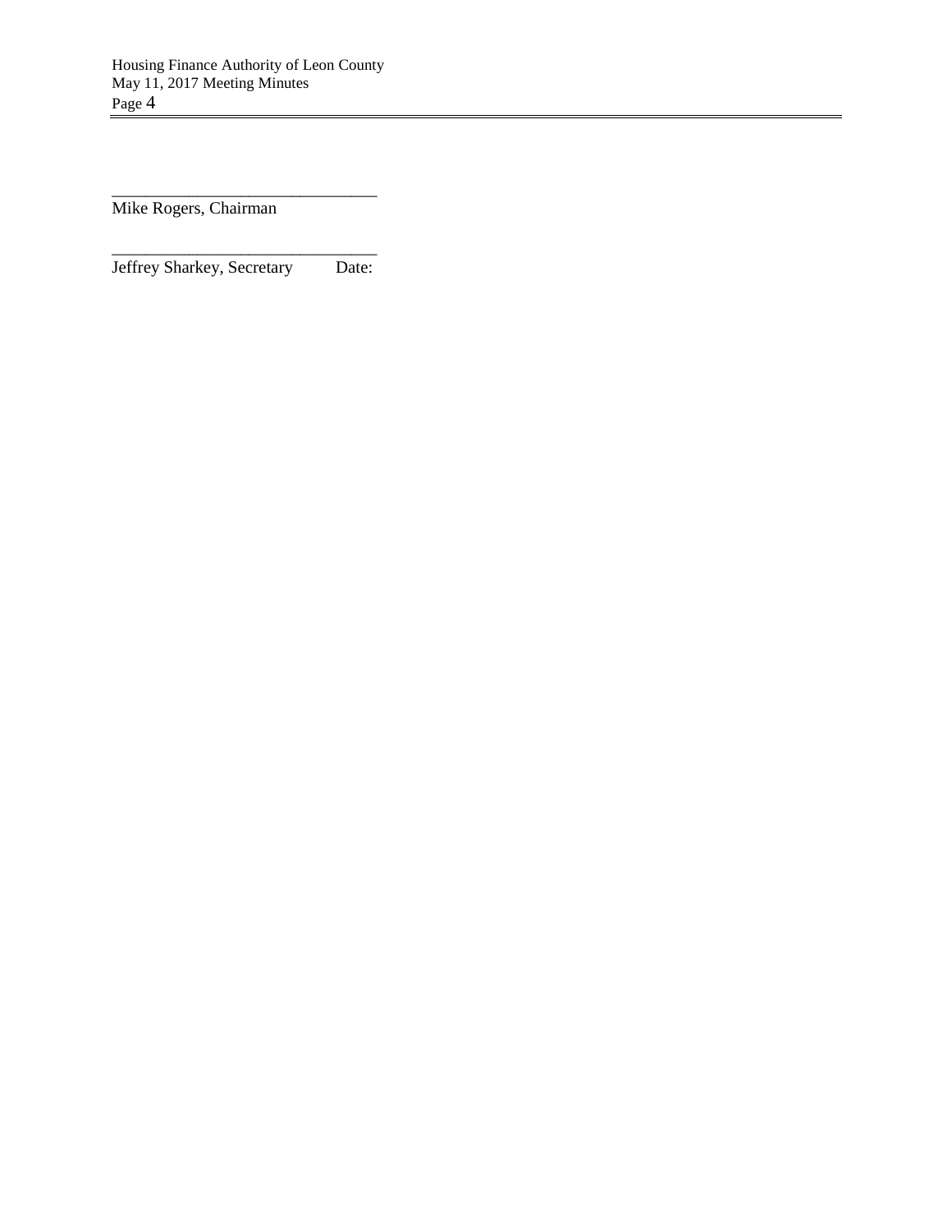\_\_\_\_\_\_\_\_\_\_\_\_\_\_\_\_\_\_\_\_\_\_\_\_\_\_\_\_\_\_\_\_

Mike Rogers, Chairman

\_\_\_\_\_\_\_\_\_\_\_\_\_\_\_\_\_\_\_\_\_\_\_\_\_\_\_\_\_\_\_\_

Jeffrey Sharkey, Secretary Date: